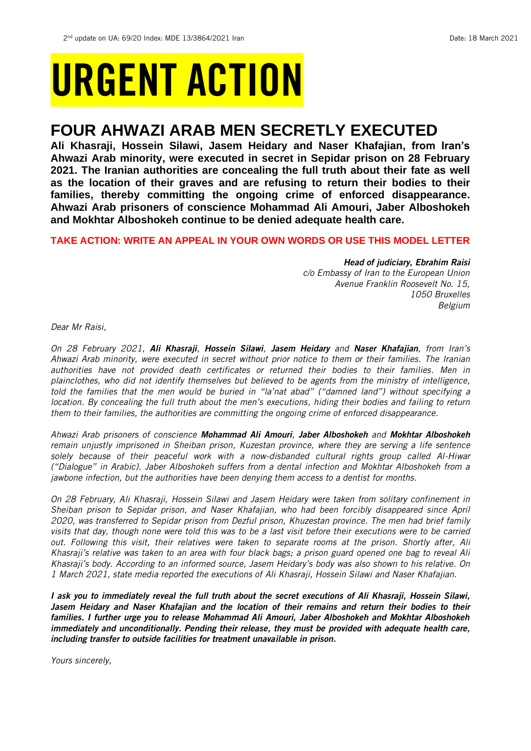2nd update on UA: 69/20 Index: MDE 13/3864/2021 Iran Date: 18 March 2021

# URGENT ACTION

## FOUR AHWAZI ARAB MEN SECRETLY EXECUTED

**Ali Khasraji, Hossein Silawi, Jasem Heidary and Naser Khafajian, from Iran's Ahwazi Arab minority, were executed in secret in Sepidar prison on 28 February 2021. The Iranian authorities are concealing the full truth about their fate as well as the location of their graves and are refusing to return their bodies to their families, thereby committing the ongoing crime of enforced disappearance. Ahwazi Arab prisoners of conscience Mohammad Ali Amouri, Jaber Alboshokeh and Mokhtar Alboshokeh continue to be denied adequate health care.**

**TAKE ACTION: WRITE AN APPEAL IN YOUR OWN WORDS OR USE THIS MODEL LETTER**

***Head of judiciary, Ebrahim Raisi***
*c/o Embassy of Iran to the European Union*
*Avenue Franklin Roosevelt No. 15,*
*1050 Bruxelles*
*Belgium*

*Dear Mr Raisi,*

*On 28 February 2021, **Ali Khasraji**, **Hossein Silawi**, **Jasem Heidary** and **Naser Khafajian**, from Iran's Ahwazi Arab minority, were executed in secret without prior notice to them or their families. The Iranian authorities have not provided death certificates or returned their bodies to their families. Men in plainclothes, who did not identify themselves but believed to be agents from the ministry of intelligence, told the families that the men would be buried in "la'nat abad" ("damned land") without specifying a location. By concealing the full truth about the men's executions, hiding their bodies and failing to return them to their families, the authorities are committing the ongoing crime of enforced disappearance.*

*Ahwazi Arab prisoners of conscience **Mohammad Ali Amouri**, **Jaber Alboshokeh** and **Mokhtar Alboshokeh** remain unjustly imprisoned in Sheiban prison, Kuzestan province, where they are serving a life sentence solely because of their peaceful work with a now-disbanded cultural rights group called Al-Hiwar ("Dialogue" in Arabic). Jaber Alboshokeh suffers from a dental infection and Mokhtar Alboshokeh from a jawbone infection, but the authorities have been denying them access to a dentist for months.*

*On 28 February, Ali Khasraji, Hossein Silawi and Jasem Heidary were taken from solitary confinement in Sheiban prison to Sepidar prison, and Naser Khafajian, who had been forcibly disappeared since April 2020, was transferred to Sepidar prison from Dezful prison, Khuzestan province. The men had brief family visits that day, though none were told this was to be a last visit before their executions were to be carried out. Following this visit, their relatives were taken to separate rooms at the prison. Shortly after, Ali Khasraji's relative was taken to an area with four black bags; a prison guard opened one bag to reveal Ali Khasraji's body. According to an informed source, Jasem Heidary's body was also shown to his relative. On 1 March 2021, state media reported the executions of Ali Khasraji, Hossein Silawi and Naser Khafajian.*

***I ask you to immediately reveal the full truth about the secret executions of Ali Khasraji, Hossein Silawi, Jasem Heidary and Naser Khafajian and the location of their remains and return their bodies to their families. I further urge you to release Mohammad Ali Amouri, Jaber Alboshokeh and Mokhtar Alboshokeh immediately and unconditionally. Pending their release, they must be provided with adequate health care, including transfer to outside facilities for treatment unavailable in prison.***

*Yours sincerely,*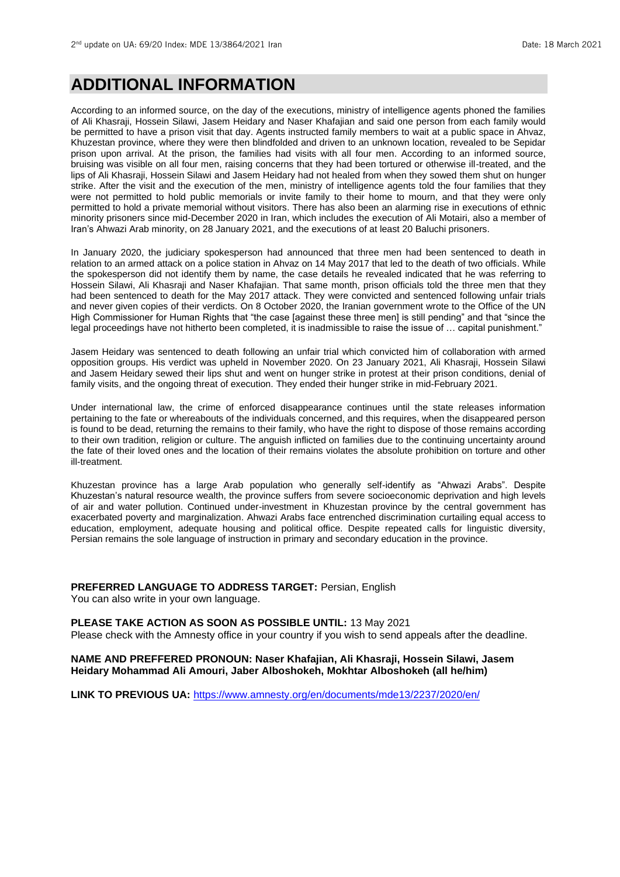# ADDITIONAL INFORMATION

According to an informed source, on the day of the executions, ministry of intelligence agents phoned the families of Ali Khasraji, Hossein Silawi, Jasem Heidary and Naser Khafajian and said one person from each family would be permitted to have a prison visit that day. Agents instructed family members to wait at a public space in Ahvaz, Khuzestan province, where they were then blindfolded and driven to an unknown location, revealed to be Sepidar prison upon arrival. At the prison, the families had visits with all four men. According to an informed source, bruising was visible on all four men, raising concerns that they had been tortured or otherwise ill-treated, and the lips of Ali Khasraji, Hossein Silawi and Jasem Heidary had not healed from when they sowed them shut on hunger strike. After the visit and the execution of the men, ministry of intelligence agents told the four families that they were not permitted to hold public memorials or invite family to their home to mourn, and that they were only permitted to hold a private memorial without visitors. There has also been an alarming rise in executions of ethnic minority prisoners since mid-December 2020 in Iran, which includes the execution of Ali Motairi, also a member of Iran's Ahwazi Arab minority, on 28 January 2021, and the executions of at least 20 Baluchi prisoners.

In January 2020, the judiciary spokesperson had announced that three men had been sentenced to death in relation to an armed attack on a police station in Ahvaz on 14 May 2017 that led to the death of two officials. While the spokesperson did not identify them by name, the case details he revealed indicated that he was referring to Hossein Silawi, Ali Khasraji and Naser Khafajian. That same month, prison officials told the three men that they had been sentenced to death for the May 2017 attack. They were convicted and sentenced following unfair trials and never given copies of their verdicts. On 8 October 2020, the Iranian government wrote to the Office of the UN High Commissioner for Human Rights that "the case [against these three men] is still pending" and that "since the legal proceedings have not hitherto been completed, it is inadmissible to raise the issue of … capital punishment."

Jasem Heidary was sentenced to death following an unfair trial which convicted him of collaboration with armed opposition groups. His verdict was upheld in November 2020. On 23 January 2021, Ali Khasraji, Hossein Silawi and Jasem Heidary sewed their lips shut and went on hunger strike in protest at their prison conditions, denial of family visits, and the ongoing threat of execution. They ended their hunger strike in mid-February 2021.

Under international law, the crime of enforced disappearance continues until the state releases information pertaining to the fate or whereabouts of the individuals concerned, and this requires, when the disappeared person is found to be dead, returning the remains to their family, who have the right to dispose of those remains according to their own tradition, religion or culture. The anguish inflicted on families due to the continuing uncertainty around the fate of their loved ones and the location of their remains violates the absolute prohibition on torture and other ill-treatment.

Khuzestan province has a large Arab population who generally self-identify as "Ahwazi Arabs". Despite Khuzestan's natural resource wealth, the province suffers from severe socioeconomic deprivation and high levels of air and water pollution. Continued under-investment in Khuzestan province by the central government has exacerbated poverty and marginalization. Ahwazi Arabs face entrenched discrimination curtailing equal access to education, employment, adequate housing and political office. Despite repeated calls for linguistic diversity, Persian remains the sole language of instruction in primary and secondary education in the province.

**PREFERRED LANGUAGE TO ADDRESS TARGET:** Persian, English
You can also write in your own language.

**PLEASE TAKE ACTION AS SOON AS POSSIBLE UNTIL:** 13 May 2021
Please check with the Amnesty office in your country if you wish to send appeals after the deadline.

**NAME AND PREFFERED PRONOUN: Naser Khafajian, Ali Khasraji, Hossein Silawi, Jasem Heidary Mohammad Ali Amouri, Jaber Alboshokeh, Mokhtar Alboshokeh (all he/him)**

**LINK TO PREVIOUS UA:** https://www.amnesty.org/en/documents/mde13/2237/2020/en/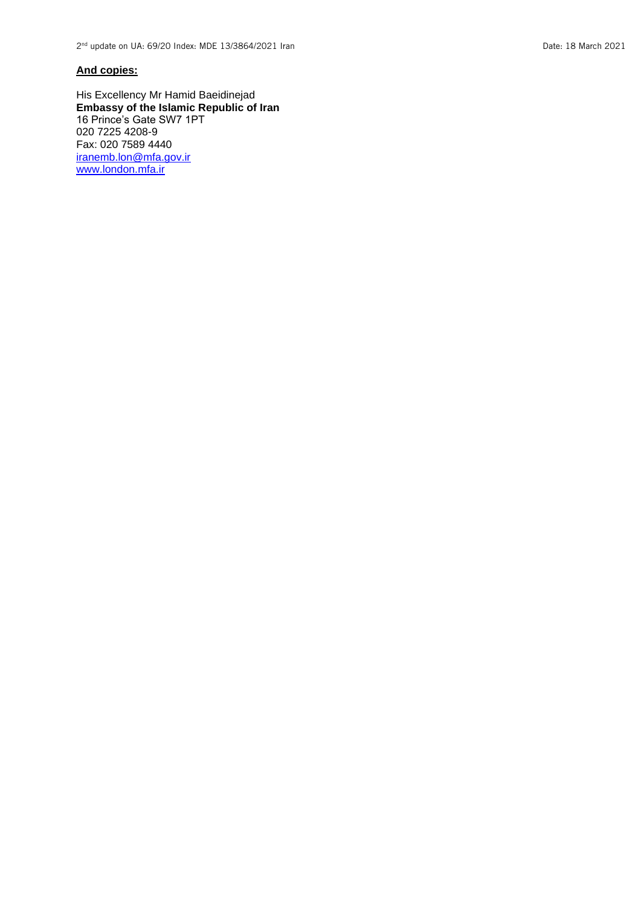**And copies:**

His Excellency Mr Hamid Baeidinejad
**Embassy of the Islamic Republic of Iran**
16 Prince's Gate SW7 1PT
020 7225 4208-9
Fax: 020 7589 4440
iranemb.lon@mfa.gov.ir
www.london.mfa.ir